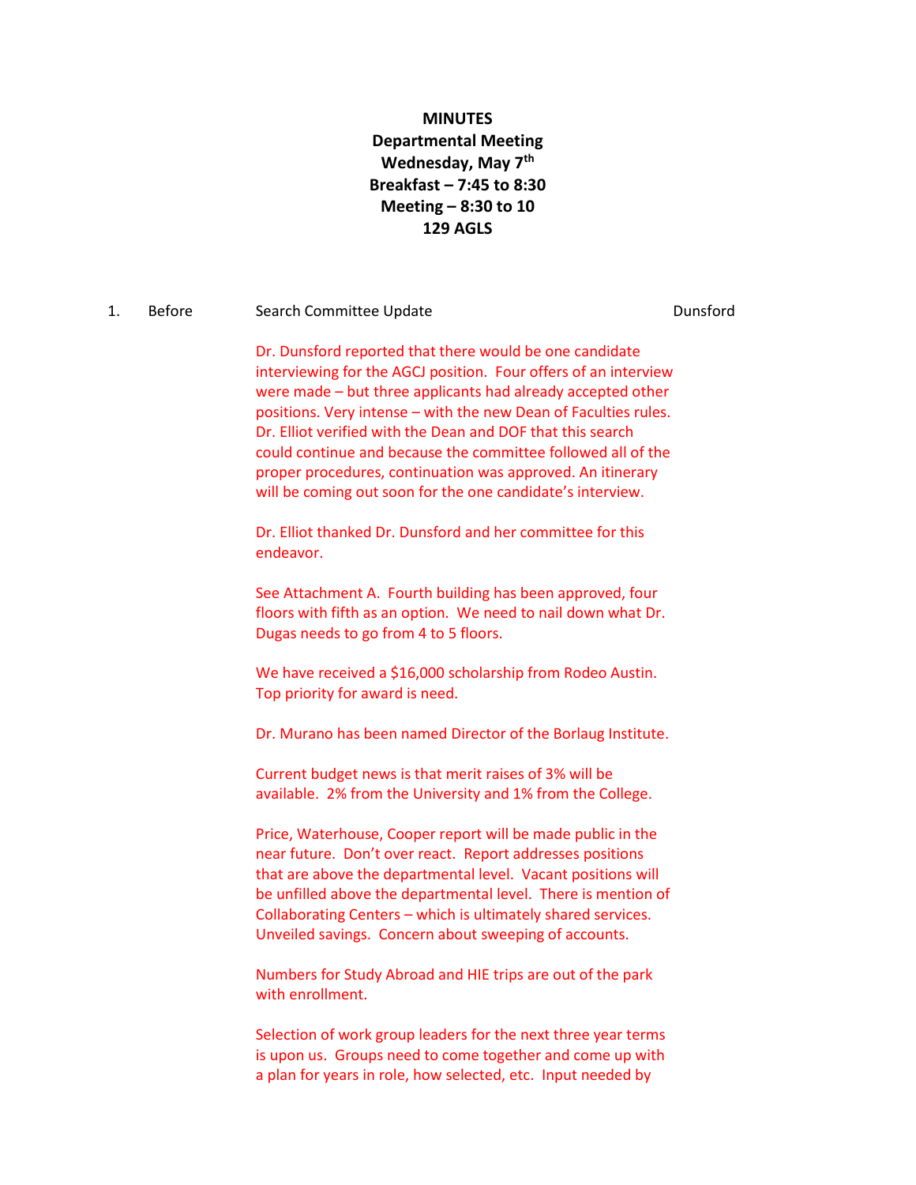**MINUTES**
**Departmental Meeting**
**Wednesday, May 7th**
**Breakfast – 7:45 to 8:30**
**Meeting – 8:30 to 10**
**129 AGLS**

1. Before     Search Committee Update     Dunsford

Dr. Dunsford reported that there would be one candidate interviewing for the AGCJ position. Four offers of an interview were made – but three applicants had already accepted other positions. Very intense – with the new Dean of Faculties rules. Dr. Elliot verified with the Dean and DOF that this search could continue and because the committee followed all of the proper procedures, continuation was approved. An itinerary will be coming out soon for the one candidate's interview.

Dr. Elliot thanked Dr. Dunsford and her committee for this endeavor.

See Attachment A. Fourth building has been approved, four floors with fifth as an option. We need to nail down what Dr. Dugas needs to go from 4 to 5 floors.

We have received a $16,000 scholarship from Rodeo Austin. Top priority for award is need.

Dr. Murano has been named Director of the Borlaug Institute.

Current budget news is that merit raises of 3% will be available. 2% from the University and 1% from the College.

Price, Waterhouse, Cooper report will be made public in the near future. Don't over react. Report addresses positions that are above the departmental level. Vacant positions will be unfilled above the departmental level. There is mention of Collaborating Centers – which is ultimately shared services. Unveiled savings. Concern about sweeping of accounts.

Numbers for Study Abroad and HIE trips are out of the park with enrollment.

Selection of work group leaders for the next three year terms is upon us. Groups need to come together and come up with a plan for years in role, how selected, etc. Input needed by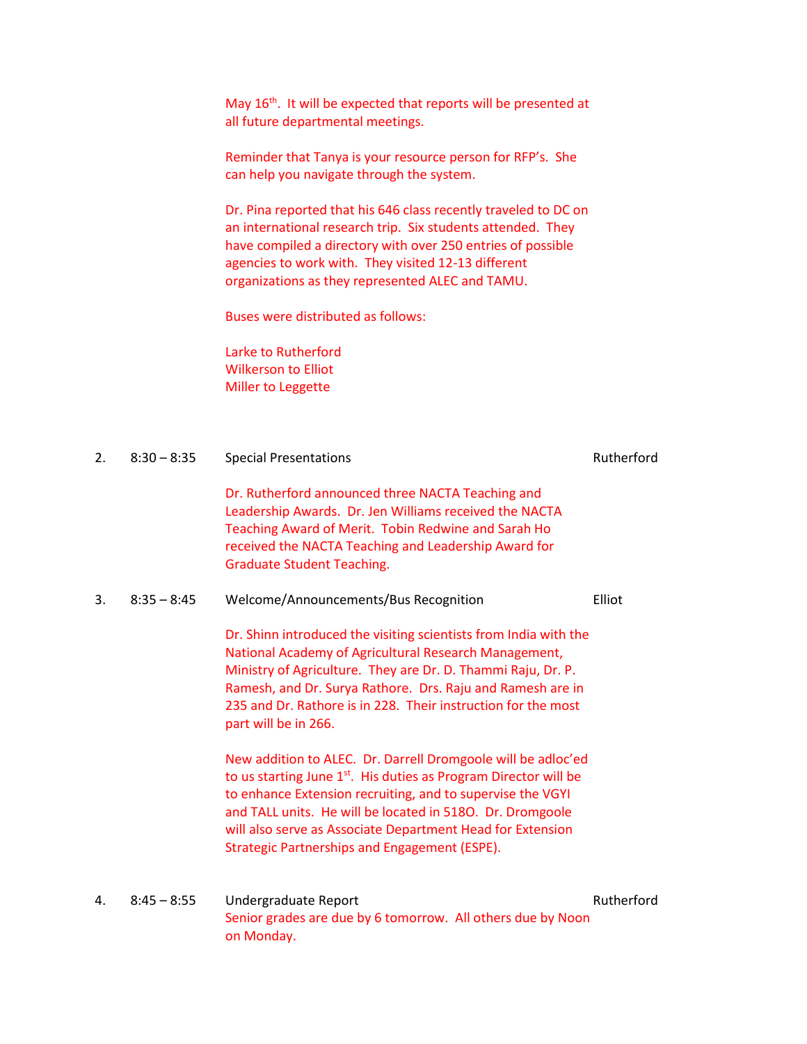May 16th. It will be expected that reports will be presented at all future departmental meetings.

Reminder that Tanya is your resource person for RFP's. She can help you navigate through the system.

Dr. Pina reported that his 646 class recently traveled to DC on an international research trip. Six students attended. They have compiled a directory with over 250 entries of possible agencies to work with. They visited 12-13 different organizations as they represented ALEC and TAMU.

Buses were distributed as follows:

Larke to Rutherford
Wilkerson to Elliot
Miller to Leggette

2. 8:30 – 8:35 Special Presentations — Rutherford

Dr. Rutherford announced three NACTA Teaching and Leadership Awards. Dr. Jen Williams received the NACTA Teaching Award of Merit. Tobin Redwine and Sarah Ho received the NACTA Teaching and Leadership Award for Graduate Student Teaching.

3. 8:35 – 8:45 Welcome/Announcements/Bus Recognition — Elliot

Dr. Shinn introduced the visiting scientists from India with the National Academy of Agricultural Research Management, Ministry of Agriculture. They are Dr. D. Thammi Raju, Dr. P. Ramesh, and Dr. Surya Rathore. Drs. Raju and Ramesh are in 235 and Dr. Rathore is in 228. Their instruction for the most part will be in 266.

New addition to ALEC. Dr. Darrell Dromgoole will be adloc'ed to us starting June 1st. His duties as Program Director will be to enhance Extension recruiting, and to supervise the VGYI and TALL units. He will be located in 518O. Dr. Dromgoole will also serve as Associate Department Head for Extension Strategic Partnerships and Engagement (ESPE).

4. 8:45 – 8:55 Undergraduate Report — Rutherford

Senior grades are due by 6 tomorrow. All others due by Noon on Monday.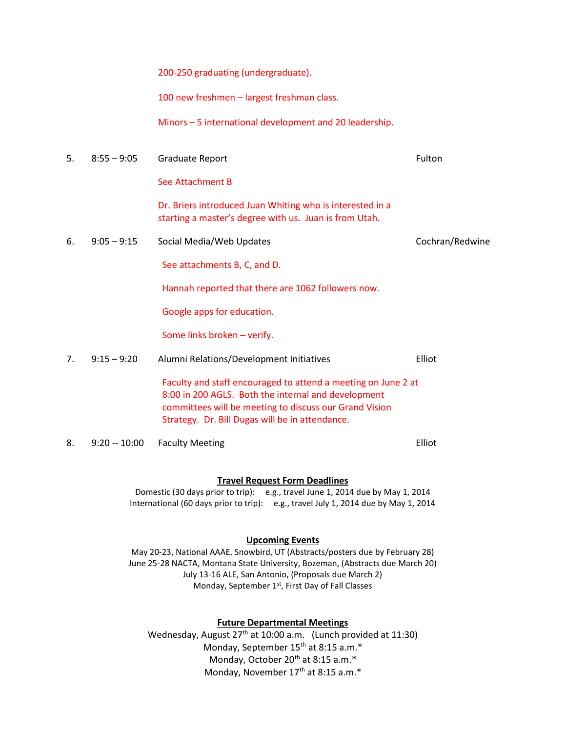200-250 graduating (undergraduate).

100 new freshmen – largest freshman class.

Minors – 5 international development and 20 leadership.

| | | | |
|---|---|---|---|
| 5. | 8:55 – 9:05 | Graduate Report | Fulton |
| | | See Attachment B | |
| | | Dr. Briers introduced Juan Whiting who is interested in a starting a master's degree with us. Juan is from Utah. | |
| 6. | 9:05 – 9:15 | Social Media/Web Updates | Cochran/Redwine |
| | | See attachments B, C, and D. | |
| | | Hannah reported that there are 1062 followers now. | |
| | | Google apps for education. | |
| | | Some links broken – verify. | |
| 7. | 9:15 – 9:20 | Alumni Relations/Development Initiatives | Elliot |
| | | Faculty and staff encouraged to attend a meeting on June 2 at 8:00 in 200 AGLS. Both the internal and development committees will be meeting to discuss our Grand Vision Strategy. Dr. Bill Dugas will be in attendance. | |
| 8. | 9:20 -- 10:00 | Faculty Meeting | Elliot |

**Travel Request Form Deadlines**

Domestic (30 days prior to trip): e.g., travel June 1, 2014 due by May 1, 2014
International (60 days prior to trip): e.g., travel July 1, 2014 due by May 1, 2014

**Upcoming Events**

May 20-23, National AAAE. Snowbird, UT (Abstracts/posters due by February 28)
June 25-28 NACTA, Montana State University, Bozeman, (Abstracts due March 20)
July 13-16 ALE, San Antonio, (Proposals due March 2)
Monday, September 1st, First Day of Fall Classes

**Future Departmental Meetings**

Wednesday, August 27th at 10:00 a.m. (Lunch provided at 11:30)
Monday, September 15th at 8:15 a.m.*
Monday, October 20th at 8:15 a.m.*
Monday, November 17th at 8:15 a.m.*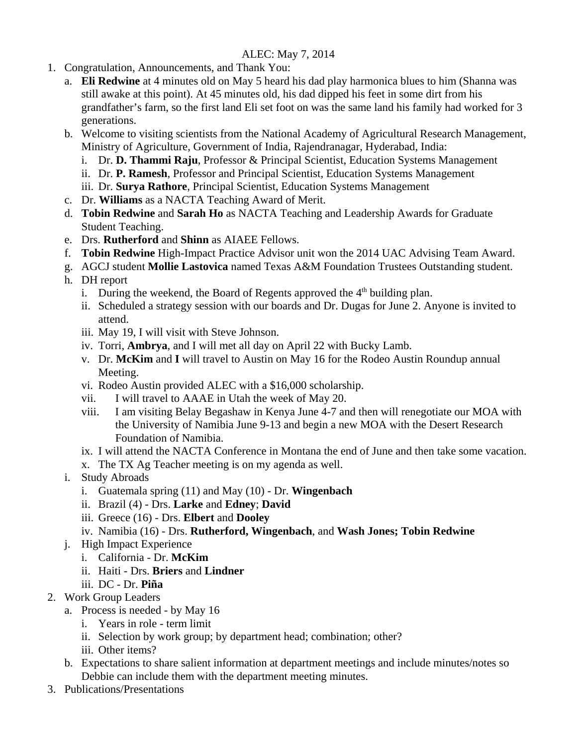ALEC: May 7, 2014

1. Congratulation, Announcements, and Thank You:
   a. **Eli Redwine** at 4 minutes old on May 5 heard his dad play harmonica blues to him (Shanna was still awake at this point). At 45 minutes old, his dad dipped his feet in some dirt from his grandfather's farm, so the first land Eli set foot on was the same land his family had worked for 3 generations.
   b. Welcome to visiting scientists from the National Academy of Agricultural Research Management, Ministry of Agriculture, Government of India, Rajendranagar, Hyderabad, India:
      i. Dr. **D. Thammi Raju**, Professor & Principal Scientist, Education Systems Management
      ii. Dr. **P. Ramesh**, Professor and Principal Scientist, Education Systems Management
      iii. Dr. **Surya Rathore**, Principal Scientist, Education Systems Management
   c. Dr. **Williams** as a NACTA Teaching Award of Merit.
   d. **Tobin Redwine** and **Sarah Ho** as NACTA Teaching and Leadership Awards for Graduate Student Teaching.
   e. Drs. **Rutherford** and **Shinn** as AIAEE Fellows.
   f. **Tobin Redwine** High-Impact Practice Advisor unit won the 2014 UAC Advising Team Award.
   g. AGCJ student **Mollie Lastovica** named Texas A&M Foundation Trustees Outstanding student.
   h. DH report
      i. During the weekend, the Board of Regents approved the 4th building plan.
      ii. Scheduled a strategy session with our boards and Dr. Dugas for June 2. Anyone is invited to attend.
      iii. May 19, I will visit with Steve Johnson.
      iv. Torri, **Ambrya**, and I will met all day on April 22 with Bucky Lamb.
      v. Dr. **McKim** and **I** will travel to Austin on May 16 for the Rodeo Austin Roundup annual Meeting.
      vi. Rodeo Austin provided ALEC with a $16,000 scholarship.
      vii. I will travel to AAAE in Utah the week of May 20.
      viii. I am visiting Belay Begashaw in Kenya June 4-7 and then will renegotiate our MOA with the University of Namibia June 9-13 and begin a new MOA with the Desert Research Foundation of Namibia.
      ix. I will attend the NACTA Conference in Montana the end of June and then take some vacation.
      x. The TX Ag Teacher meeting is on my agenda as well.
   i. Study Abroads
      i. Guatemala spring (11) and May (10) - Dr. **Wingenbach**
      ii. Brazil (4) - Drs. **Larke** and **Edney**; **David**
      iii. Greece (16) - Drs. **Elbert** and **Dooley**
      iv. Namibia (16) - Drs. **Rutherford, Wingenbach**, and **Wash Jones; Tobin Redwine**
   j. High Impact Experience
      i. California - Dr. **McKim**
      ii. Haiti - Drs. **Briers** and **Lindner**
      iii. DC - Dr. **Piña**
2. Work Group Leaders
   a. Process is needed - by May 16
      i. Years in role - term limit
      ii. Selection by work group; by department head; combination; other?
      iii. Other items?
   b. Expectations to share salient information at department meetings and include minutes/notes so Debbie can include them with the department meeting minutes.
3. Publications/Presentations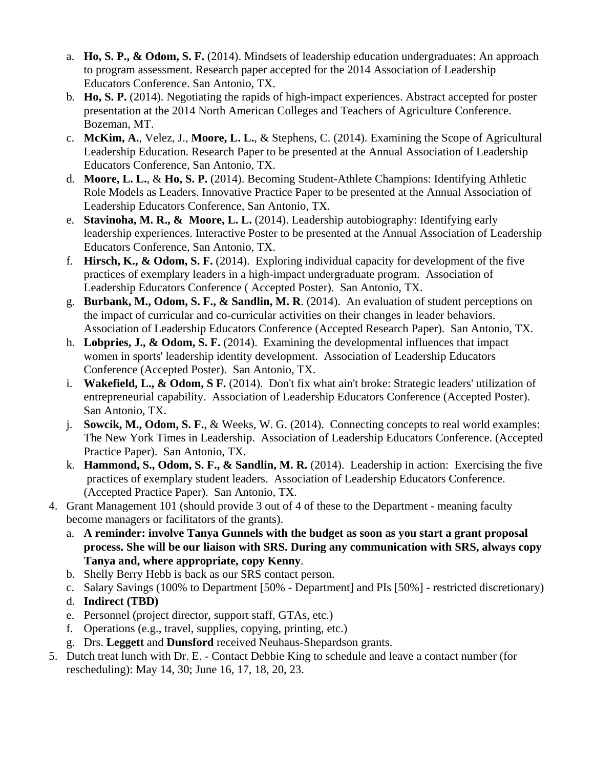a. **Ho, S. P., & Odom, S. F.** (2014). Mindsets of leadership education undergraduates: An approach to program assessment. Research paper accepted for the 2014 Association of Leadership Educators Conference. San Antonio, TX.
   b. **Ho, S. P.** (2014). Negotiating the rapids of high-impact experiences. Abstract accepted for poster presentation at the 2014 North American Colleges and Teachers of Agriculture Conference. Bozeman, MT.
   c. **McKim, A.**, Velez, J., **Moore, L. L.**, & Stephens, C. (2014). Examining the Scope of Agricultural Leadership Education. Research Paper to be presented at the Annual Association of Leadership Educators Conference, San Antonio, TX.
   d. **Moore, L. L.**, & **Ho, S. P.** (2014). Becoming Student-Athlete Champions: Identifying Athletic Role Models as Leaders. Innovative Practice Paper to be presented at the Annual Association of Leadership Educators Conference, San Antonio, TX.
   e. **Stavinoha, M. R., & Moore, L. L.** (2014). Leadership autobiography: Identifying early leadership experiences. Interactive Poster to be presented at the Annual Association of Leadership Educators Conference, San Antonio, TX.
   f. **Hirsch, K., & Odom, S. F.** (2014). Exploring individual capacity for development of the five practices of exemplary leaders in a high-impact undergraduate program. Association of Leadership Educators Conference ( Accepted Poster). San Antonio, TX.
   g. **Burbank, M., Odom, S. F., & Sandlin, M. R**. (2014). An evaluation of student perceptions on the impact of curricular and co-curricular activities on their changes in leader behaviors. Association of Leadership Educators Conference (Accepted Research Paper). San Antonio, TX.
   h. **Lobpries, J., & Odom, S. F.** (2014). Examining the developmental influences that impact women in sports' leadership identity development. Association of Leadership Educators Conference (Accepted Poster). San Antonio, TX.
   i. **Wakefield, L., & Odom, S F.** (2014). Don't fix what ain't broke: Strategic leaders' utilization of entrepreneurial capability. Association of Leadership Educators Conference (Accepted Poster). San Antonio, TX.
   j. **Sowcik, M., Odom, S. F.**, & Weeks, W. G. (2014). Connecting concepts to real world examples: The New York Times in Leadership. Association of Leadership Educators Conference. (Accepted Practice Paper). San Antonio, TX.
   k. **Hammond, S., Odom, S. F., & Sandlin, M. R.** (2014). Leadership in action: Exercising the five practices of exemplary student leaders. Association of Leadership Educators Conference. (Accepted Practice Paper). San Antonio, TX.
4. Grant Management 101 (should provide 3 out of 4 of these to the Department - meaning faculty become managers or facilitators of the grants).
   a. **A reminder: involve Tanya Gunnels with the budget as soon as you start a grant proposal process. She will be our liaison with SRS. During any communication with SRS, always copy Tanya and, where appropriate, copy Kenny**.
   b. Shelly Berry Hebb is back as our SRS contact person.
   c. Salary Savings (100% to Department [50% - Department] and PIs [50%] - restricted discretionary)
   d. **Indirect (TBD)**
   e. Personnel (project director, support staff, GTAs, etc.)
   f. Operations (e.g., travel, supplies, copying, printing, etc.)
   g. Drs. **Leggett** and **Dunsford** received Neuhaus-Shepardson grants.
5. Dutch treat lunch with Dr. E. - Contact Debbie King to schedule and leave a contact number (for rescheduling): May 14, 30; June 16, 17, 18, 20, 23.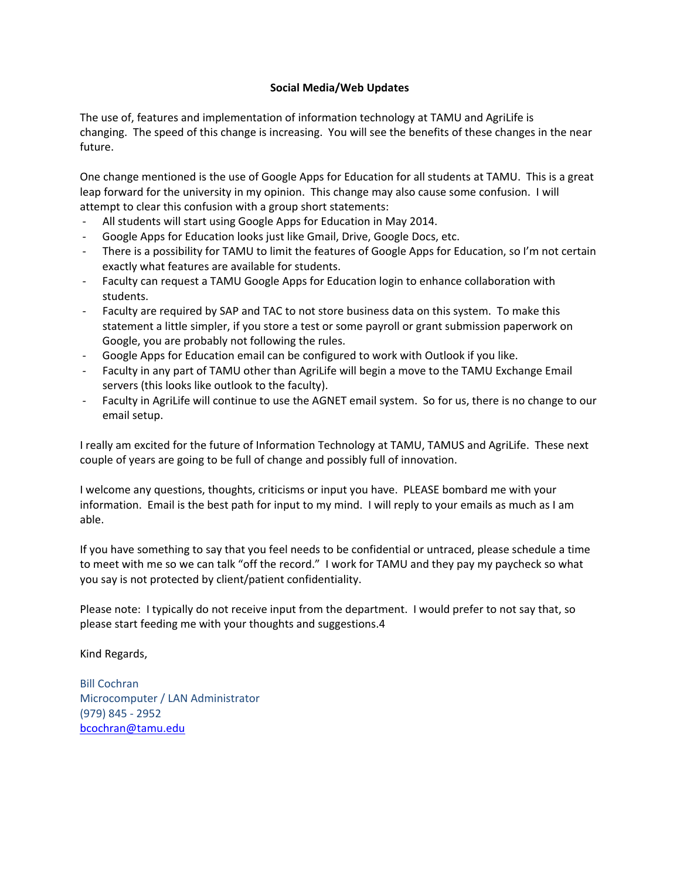**Social Media/Web Updates**

The use of, features and implementation of information technology at TAMU and AgriLife is changing. The speed of this change is increasing. You will see the benefits of these changes in the near future.

One change mentioned is the use of Google Apps for Education for all students at TAMU. This is a great leap forward for the university in my opinion. This change may also cause some confusion. I will attempt to clear this confusion with a group short statements:

- All students will start using Google Apps for Education in May 2014.
- Google Apps for Education looks just like Gmail, Drive, Google Docs, etc.
- There is a possibility for TAMU to limit the features of Google Apps for Education, so I'm not certain exactly what features are available for students.
- Faculty can request a TAMU Google Apps for Education login to enhance collaboration with students.
- Faculty are required by SAP and TAC to not store business data on this system. To make this statement a little simpler, if you store a test or some payroll or grant submission paperwork on Google, you are probably not following the rules.
- Google Apps for Education email can be configured to work with Outlook if you like.
- Faculty in any part of TAMU other than AgriLife will begin a move to the TAMU Exchange Email servers (this looks like outlook to the faculty).
- Faculty in AgriLife will continue to use the AGNET email system. So for us, there is no change to our email setup.

I really am excited for the future of Information Technology at TAMU, TAMUS and AgriLife. These next couple of years are going to be full of change and possibly full of innovation.

I welcome any questions, thoughts, criticisms or input you have. PLEASE bombard me with your information. Email is the best path for input to my mind. I will reply to your emails as much as I am able.

If you have something to say that you feel needs to be confidential or untraced, please schedule a time to meet with me so we can talk "off the record." I work for TAMU and they pay my paycheck so what you say is not protected by client/patient confidentiality.

Please note: I typically do not receive input from the department. I would prefer to not say that, so please start feeding me with your thoughts and suggestions.4

Kind Regards,

Bill Cochran
Microcomputer / LAN Administrator
(979) 845 - 2952
bcochran@tamu.edu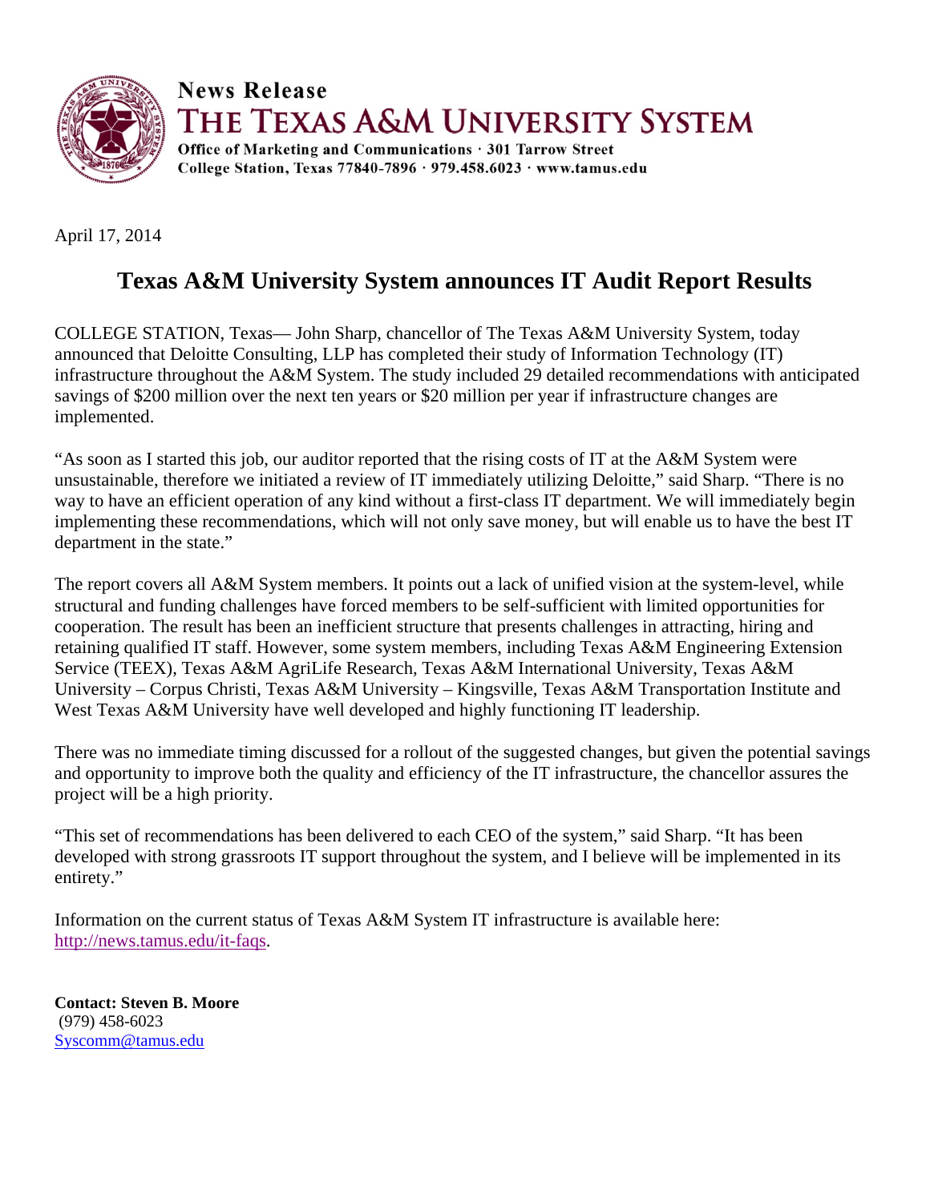**News Release**
**THE TEXAS A&M UNIVERSITY SYSTEM**
**Office of Marketing and Communications · 301 Tarrow Street**
**College Station, Texas 77840-7896 · 979.458.6023 · www.tamus.edu**

April 17, 2014

# Texas A&M University System announces IT Audit Report Results

COLLEGE STATION, Texas— John Sharp, chancellor of The Texas A&M University System, today announced that Deloitte Consulting, LLP has completed their study of Information Technology (IT) infrastructure throughout the A&M System. The study included 29 detailed recommendations with anticipated savings of $200 million over the next ten years or $20 million per year if infrastructure changes are implemented.

"As soon as I started this job, our auditor reported that the rising costs of IT at the A&M System were unsustainable, therefore we initiated a review of IT immediately utilizing Deloitte," said Sharp. "There is no way to have an efficient operation of any kind without a first-class IT department. We will immediately begin implementing these recommendations, which will not only save money, but will enable us to have the best IT department in the state."

The report covers all A&M System members. It points out a lack of unified vision at the system-level, while structural and funding challenges have forced members to be self-sufficient with limited opportunities for cooperation. The result has been an inefficient structure that presents challenges in attracting, hiring and retaining qualified IT staff. However, some system members, including Texas A&M Engineering Extension Service (TEEX), Texas A&M AgriLife Research, Texas A&M International University, Texas A&M University – Corpus Christi, Texas A&M University – Kingsville, Texas A&M Transportation Institute and West Texas A&M University have well developed and highly functioning IT leadership.

There was no immediate timing discussed for a rollout of the suggested changes, but given the potential savings and opportunity to improve both the quality and efficiency of the IT infrastructure, the chancellor assures the project will be a high priority.

"This set of recommendations has been delivered to each CEO of the system," said Sharp. "It has been developed with strong grassroots IT support throughout the system, and I believe will be implemented in its entirety."

Information on the current status of Texas A&M System IT infrastructure is available here: http://news.tamus.edu/it-faqs.

**Contact: Steven B. Moore**
(979) 458-6023
Syscomm@tamus.edu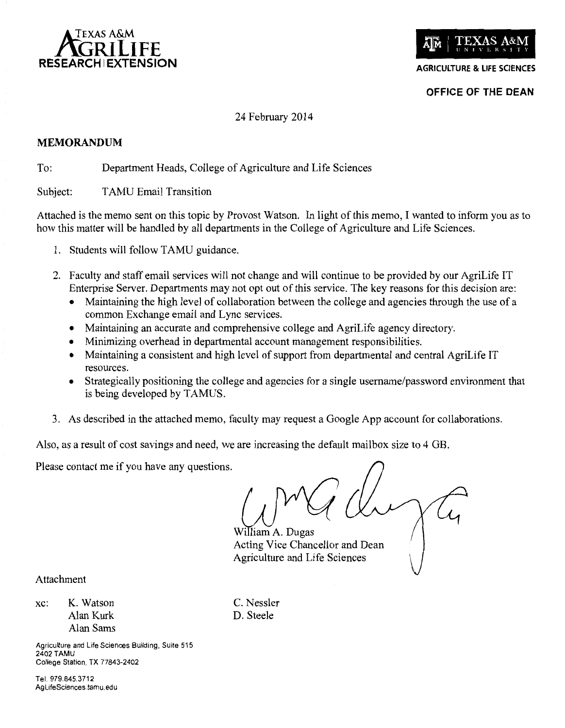TEXAS A&M AGRILIFE RESEARCH | EXTENSION

TEXAS A&M UNIVERSITY
AGRICULTURE & LIFE SCIENCES

**OFFICE OF THE DEAN**

24 February 2014

**MEMORANDUM**

To: Department Heads, College of Agriculture and Life Sciences

Subject: TAMU Email Transition

Attached is the memo sent on this topic by Provost Watson. In light of this memo, I wanted to inform you as to how this matter will be handled by all departments in the College of Agriculture and Life Sciences.

1. Students will follow TAMU guidance.

2. Faculty and staff email services will not change and will continue to be provided by our AgriLife IT Enterprise Server. Departments may not opt out of this service. The key reasons for this decision are:
   - Maintaining the high level of collaboration between the college and agencies through the use of a common Exchange email and Lync services.
   - Maintaining an accurate and comprehensive college and AgriLife agency directory.
   - Minimizing overhead in departmental account management responsibilities.
   - Maintaining a consistent and high level of support from departmental and central AgriLife IT resources.
   - Strategically positioning the college and agencies for a single username/password environment that is being developed by TAMUS.

3. As described in the attached memo, faculty may request a Google App account for collaborations.

Also, as a result of cost savings and need, we are increasing the default mailbox size to 4 GB.

Please contact me if you have any questions.

William A. Dugas
Acting Vice Chancellor and Dean
Agriculture and Life Sciences

Attachment

xc: K. Watson
Alan Kurk
Alan Sams
C. Nessler
D. Steele

Agriculture and Life Sciences Building, Suite 515
2402 TAMU
College Station, TX 77843-2402

Tel. 979.845.3712
AgLifeSciences.tamu.edu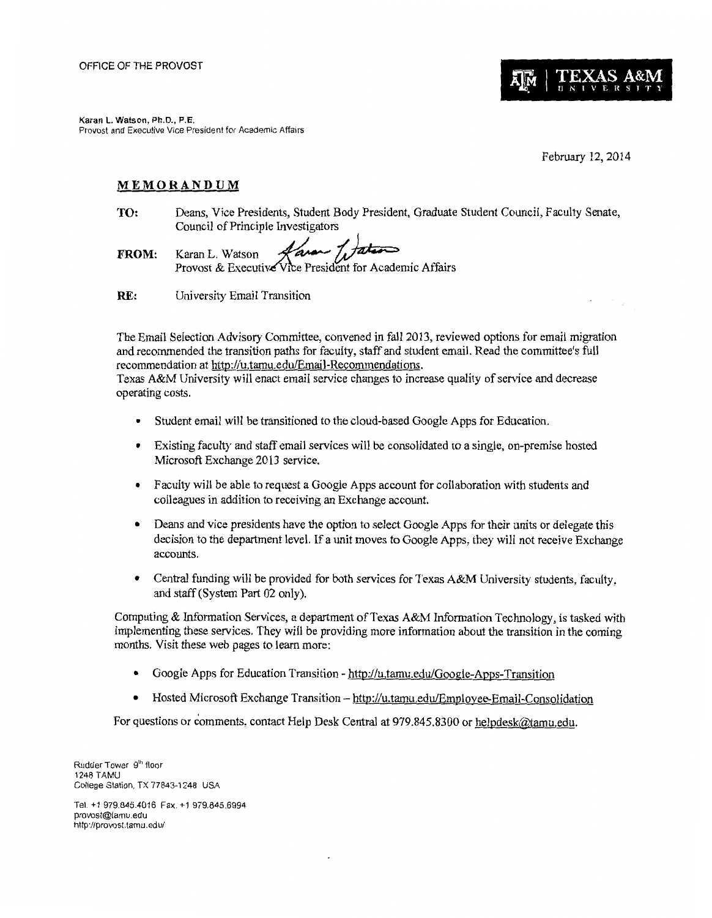OFFICE OF THE PROVOST

TEXAS A&M UNIVERSITY

Karan L. Watson, Ph.D., P.E.
Provost and Executive Vice President for Academic Affairs

February 12, 2014

## MEMORANDUM

**TO:** Deans, Vice Presidents, Student Body President, Graduate Student Council, Faculty Senate, Council of Principle Investigators

**FROM:** Karan L. Watson
Provost & Executive Vice President for Academic Affairs

**RE:** University Email Transition

The Email Selection Advisory Committee, convened in fall 2013, reviewed options for email migration and recommended the transition paths for faculty, staff and student email. Read the committee's full recommendation at http://u.tamu.edu/Email-Recommendations.
Texas A&M University will enact email service changes to increase quality of service and decrease operating costs.

- Student email will be transitioned to the cloud-based Google Apps for Education.
- Existing faculty and staff email services will be consolidated to a single, on-premise hosted Microsoft Exchange 2013 service.
- Faculty will be able to request a Google Apps account for collaboration with students and colleagues in addition to receiving an Exchange account.
- Deans and vice presidents have the option to select Google Apps for their units or delegate this decision to the department level. If a unit moves to Google Apps, they will not receive Exchange accounts.
- Central funding will be provided for both services for Texas A&M University students, faculty, and staff (System Part 02 only).

Computing & Information Services, a department of Texas A&M Information Technology, is tasked with implementing these services. They will be providing more information about the transition in the coming months. Visit these web pages to learn more:

- Google Apps for Education Transition - http://u.tamu.edu/Google-Apps-Transition
- Hosted Microsoft Exchange Transition – http://u.tamu.edu/Employee-Email-Consolidation

For questions or comments, contact Help Desk Central at 979.845.8300 or helpdesk@tamu.edu.

Rudder Tower 9th floor
1248 TAMU
College Station, TX 77843-1248 USA

Tel. +1 979.845.4016 Fax. +1 979.845.6994
provost@tamu.edu
http://provost.tamu.edu/